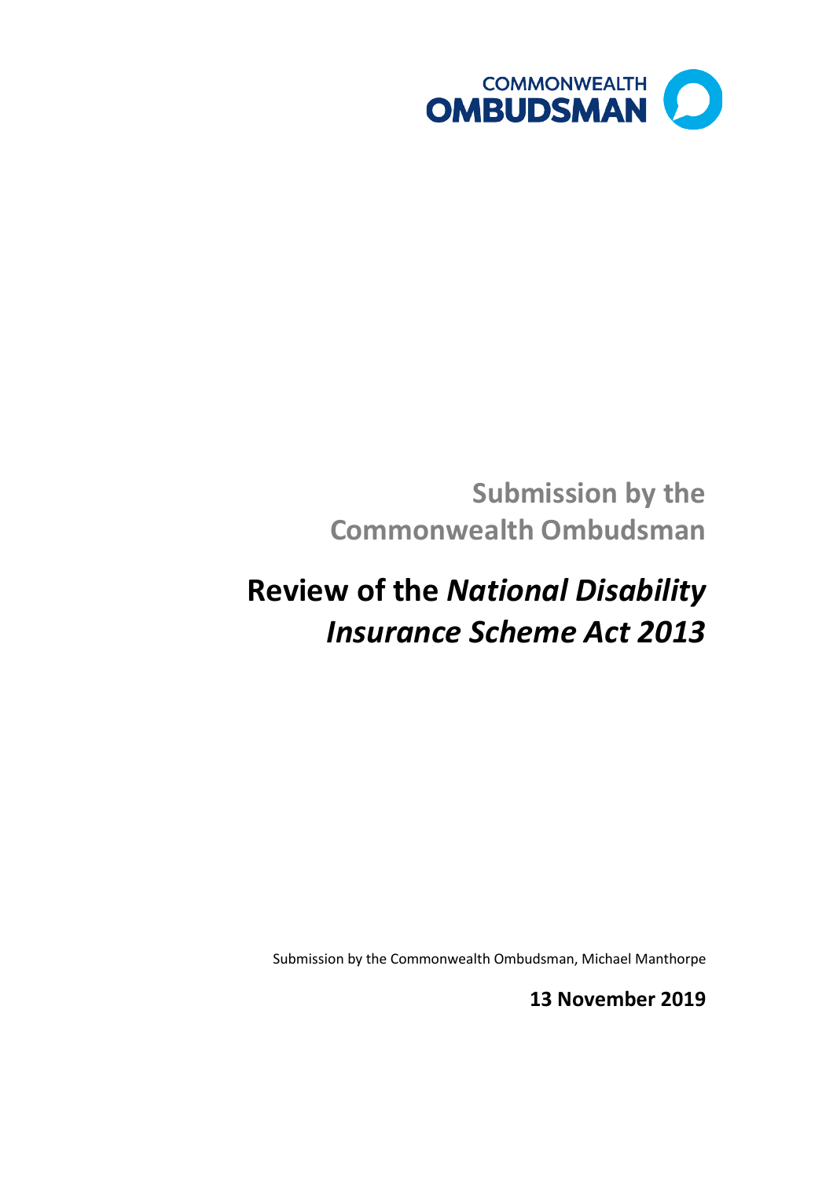COMMONWEALTH OMBUDSMAN

## Submission by the Commonwealth Ombudsman

# Review of the *National Disability Insurance Scheme Act 2013*

Submission by the Commonwealth Ombudsman, Michael Manthorpe

**13 November 2019**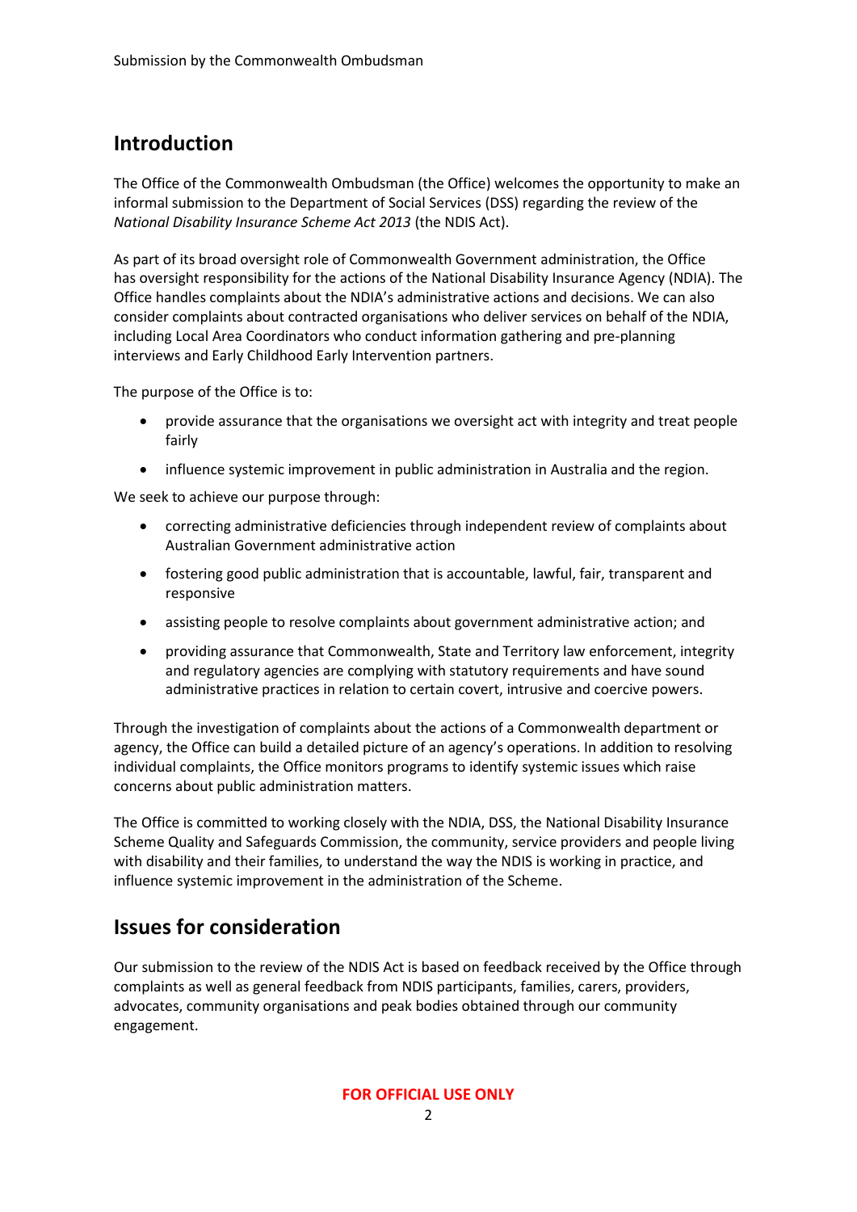## Introduction

The Office of the Commonwealth Ombudsman (the Office) welcomes the opportunity to make an informal submission to the Department of Social Services (DSS) regarding the review of the *National Disability Insurance Scheme Act 2013* (the NDIS Act).

As part of its broad oversight role of Commonwealth Government administration, the Office has oversight responsibility for the actions of the National Disability Insurance Agency (NDIA). The Office handles complaints about the NDIA's administrative actions and decisions. We can also consider complaints about contracted organisations who deliver services on behalf of the NDIA, including Local Area Coordinators who conduct information gathering and pre-planning interviews and Early Childhood Early Intervention partners.

The purpose of the Office is to:

- provide assurance that the organisations we oversight act with integrity and treat people fairly
- influence systemic improvement in public administration in Australia and the region.

We seek to achieve our purpose through:

- correcting administrative deficiencies through independent review of complaints about Australian Government administrative action
- fostering good public administration that is accountable, lawful, fair, transparent and responsive
- assisting people to resolve complaints about government administrative action; and
- providing assurance that Commonwealth, State and Territory law enforcement, integrity and regulatory agencies are complying with statutory requirements and have sound administrative practices in relation to certain covert, intrusive and coercive powers.

Through the investigation of complaints about the actions of a Commonwealth department or agency, the Office can build a detailed picture of an agency's operations. In addition to resolving individual complaints, the Office monitors programs to identify systemic issues which raise concerns about public administration matters.

The Office is committed to working closely with the NDIA, DSS, the National Disability Insurance Scheme Quality and Safeguards Commission, the community, service providers and people living with disability and their families, to understand the way the NDIS is working in practice, and influence systemic improvement in the administration of the Scheme.

## Issues for consideration

Our submission to the review of the NDIS Act is based on feedback received by the Office through complaints as well as general feedback from NDIS participants, families, carers, providers, advocates, community organisations and peak bodies obtained through our community engagement.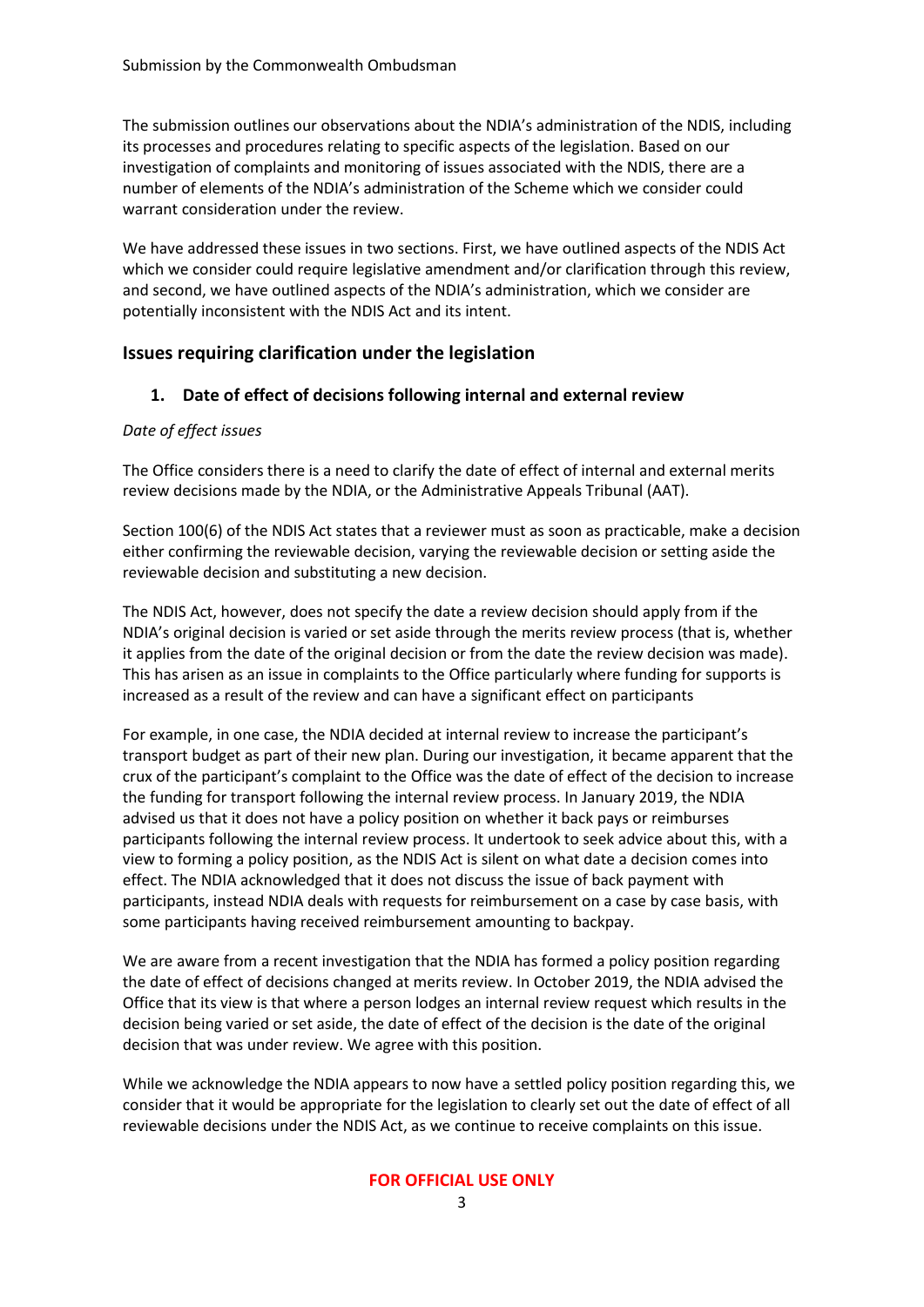The submission outlines our observations about the NDIA's administration of the NDIS, including its processes and procedures relating to specific aspects of the legislation. Based on our investigation of complaints and monitoring of issues associated with the NDIS, there are a number of elements of the NDIA's administration of the Scheme which we consider could warrant consideration under the review.

We have addressed these issues in two sections. First, we have outlined aspects of the NDIS Act which we consider could require legislative amendment and/or clarification through this review, and second, we have outlined aspects of the NDIA's administration, which we consider are potentially inconsistent with the NDIS Act and its intent.

## Issues requiring clarification under the legislation

### 1. Date of effect of decisions following internal and external review

*Date of effect issues*

The Office considers there is a need to clarify the date of effect of internal and external merits review decisions made by the NDIA, or the Administrative Appeals Tribunal (AAT).

Section 100(6) of the NDIS Act states that a reviewer must as soon as practicable, make a decision either confirming the reviewable decision, varying the reviewable decision or setting aside the reviewable decision and substituting a new decision.

The NDIS Act, however, does not specify the date a review decision should apply from if the NDIA's original decision is varied or set aside through the merits review process (that is, whether it applies from the date of the original decision or from the date the review decision was made). This has arisen as an issue in complaints to the Office particularly where funding for supports is increased as a result of the review and can have a significant effect on participants

For example, in one case, the NDIA decided at internal review to increase the participant's transport budget as part of their new plan. During our investigation, it became apparent that the crux of the participant's complaint to the Office was the date of effect of the decision to increase the funding for transport following the internal review process. In January 2019, the NDIA advised us that it does not have a policy position on whether it back pays or reimburses participants following the internal review process. It undertook to seek advice about this, with a view to forming a policy position, as the NDIS Act is silent on what date a decision comes into effect. The NDIA acknowledged that it does not discuss the issue of back payment with participants, instead NDIA deals with requests for reimbursement on a case by case basis, with some participants having received reimbursement amounting to backpay.

We are aware from a recent investigation that the NDIA has formed a policy position regarding the date of effect of decisions changed at merits review. In October 2019, the NDIA advised the Office that its view is that where a person lodges an internal review request which results in the decision being varied or set aside, the date of effect of the decision is the date of the original decision that was under review. We agree with this position.

While we acknowledge the NDIA appears to now have a settled policy position regarding this, we consider that it would be appropriate for the legislation to clearly set out the date of effect of all reviewable decisions under the NDIS Act, as we continue to receive complaints on this issue.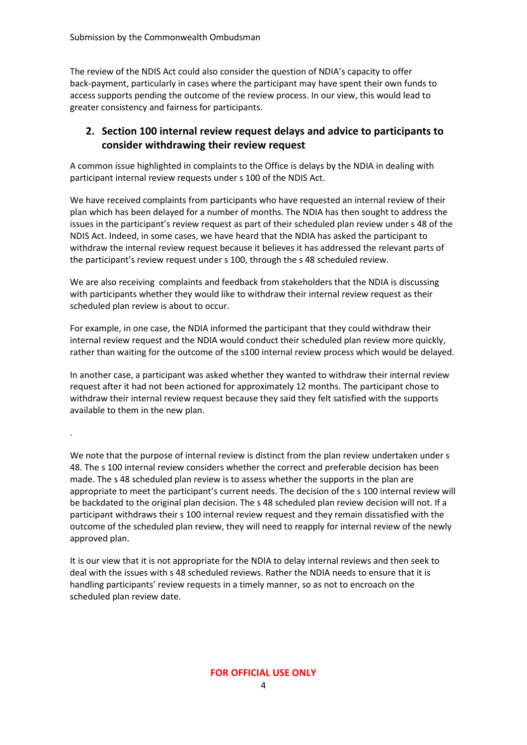The review of the NDIS Act could also consider the question of NDIA's capacity to offer back-payment, particularly in cases where the participant may have spent their own funds to access supports pending the outcome of the review process. In our view, this would lead to greater consistency and fairness for participants.

## 2. Section 100 internal review request delays and advice to participants to consider withdrawing their review request

A common issue highlighted in complaints to the Office is delays by the NDIA in dealing with participant internal review requests under s 100 of the NDIS Act.

We have received complaints from participants who have requested an internal review of their plan which has been delayed for a number of months. The NDIA has then sought to address the issues in the participant's review request as part of their scheduled plan review under s 48 of the NDIS Act. Indeed, in some cases, we have heard that the NDIA has asked the participant to withdraw the internal review request because it believes it has addressed the relevant parts of the participant's review request under s 100, through the s 48 scheduled review.

We are also receiving complaints and feedback from stakeholders that the NDIA is discussing with participants whether they would like to withdraw their internal review request as their scheduled plan review is about to occur.

For example, in one case, the NDIA informed the participant that they could withdraw their internal review request and the NDIA would conduct their scheduled plan review more quickly, rather than waiting for the outcome of the s100 internal review process which would be delayed.

In another case, a participant was asked whether they wanted to withdraw their internal review request after it had not been actioned for approximately 12 months. The participant chose to withdraw their internal review request because they said they felt satisfied with the supports available to them in the new plan.

.

We note that the purpose of internal review is distinct from the plan review undertaken under s 48. The s 100 internal review considers whether the correct and preferable decision has been made. The s 48 scheduled plan review is to assess whether the supports in the plan are appropriate to meet the participant's current needs. The decision of the s 100 internal review will be backdated to the original plan decision. The s 48 scheduled plan review decision will not. If a participant withdraws their s 100 internal review request and they remain dissatisfied with the outcome of the scheduled plan review, they will need to reapply for internal review of the newly approved plan.

It is our view that it is not appropriate for the NDIA to delay internal reviews and then seek to deal with the issues with s 48 scheduled reviews. Rather the NDIA needs to ensure that it is handling participants' review requests in a timely manner, so as not to encroach on the scheduled plan review date.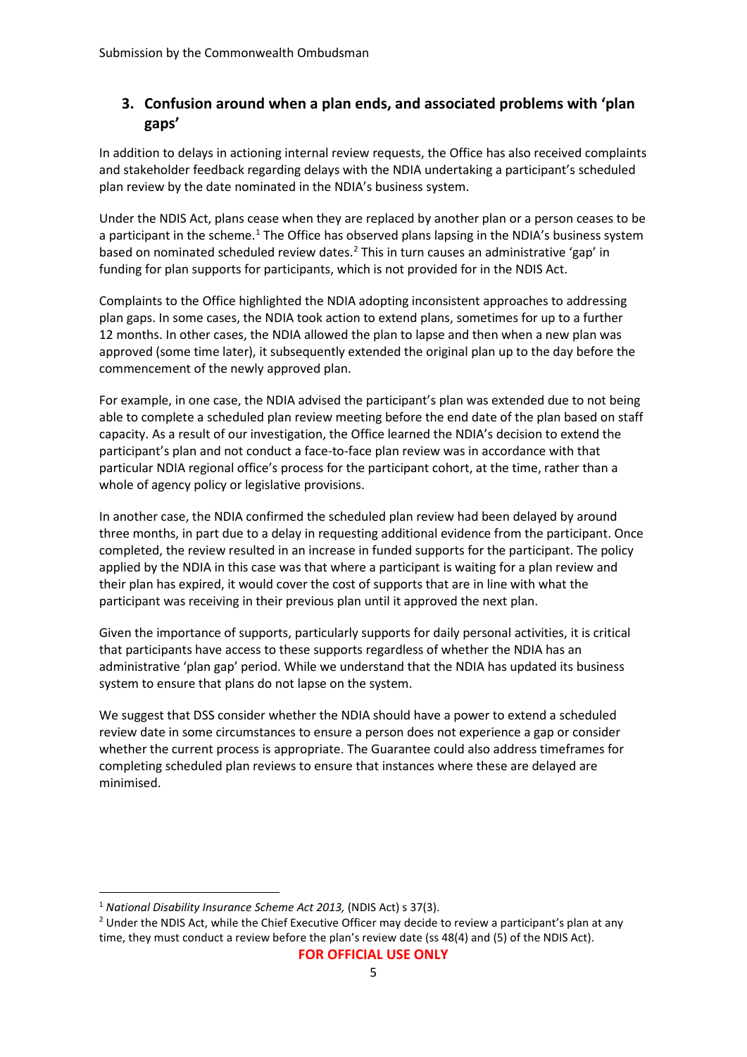## 3. Confusion around when a plan ends, and associated problems with 'plan gaps'

In addition to delays in actioning internal review requests, the Office has also received complaints and stakeholder feedback regarding delays with the NDIA undertaking a participant's scheduled plan review by the date nominated in the NDIA's business system.

Under the NDIS Act, plans cease when they are replaced by another plan or a person ceases to be a participant in the scheme.[1] The Office has observed plans lapsing in the NDIA's business system based on nominated scheduled review dates.[2] This in turn causes an administrative 'gap' in funding for plan supports for participants, which is not provided for in the NDIS Act.

Complaints to the Office highlighted the NDIA adopting inconsistent approaches to addressing plan gaps. In some cases, the NDIA took action to extend plans, sometimes for up to a further 12 months. In other cases, the NDIA allowed the plan to lapse and then when a new plan was approved (some time later), it subsequently extended the original plan up to the day before the commencement of the newly approved plan.

For example, in one case, the NDIA advised the participant's plan was extended due to not being able to complete a scheduled plan review meeting before the end date of the plan based on staff capacity. As a result of our investigation, the Office learned the NDIA's decision to extend the participant's plan and not conduct a face-to-face plan review was in accordance with that particular NDIA regional office's process for the participant cohort, at the time, rather than a whole of agency policy or legislative provisions.

In another case, the NDIA confirmed the scheduled plan review had been delayed by around three months, in part due to a delay in requesting additional evidence from the participant. Once completed, the review resulted in an increase in funded supports for the participant. The policy applied by the NDIA in this case was that where a participant is waiting for a plan review and their plan has expired, it would cover the cost of supports that are in line with what the participant was receiving in their previous plan until it approved the next plan.

Given the importance of supports, particularly supports for daily personal activities, it is critical that participants have access to these supports regardless of whether the NDIA has an administrative 'plan gap' period. While we understand that the NDIA has updated its business system to ensure that plans do not lapse on the system.

We suggest that DSS consider whether the NDIA should have a power to extend a scheduled review date in some circumstances to ensure a person does not experience a gap or consider whether the current process is appropriate. The Guarantee could also address timeframes for completing scheduled plan reviews to ensure that instances where these are delayed are minimised.

---

[1] *National Disability Insurance Scheme Act 2013,* (NDIS Act) s 37(3).

[2] Under the NDIS Act, while the Chief Executive Officer may decide to review a participant's plan at any time, they must conduct a review before the plan's review date (ss 48(4) and (5) of the NDIS Act).

**FOR OFFICIAL USE ONLY**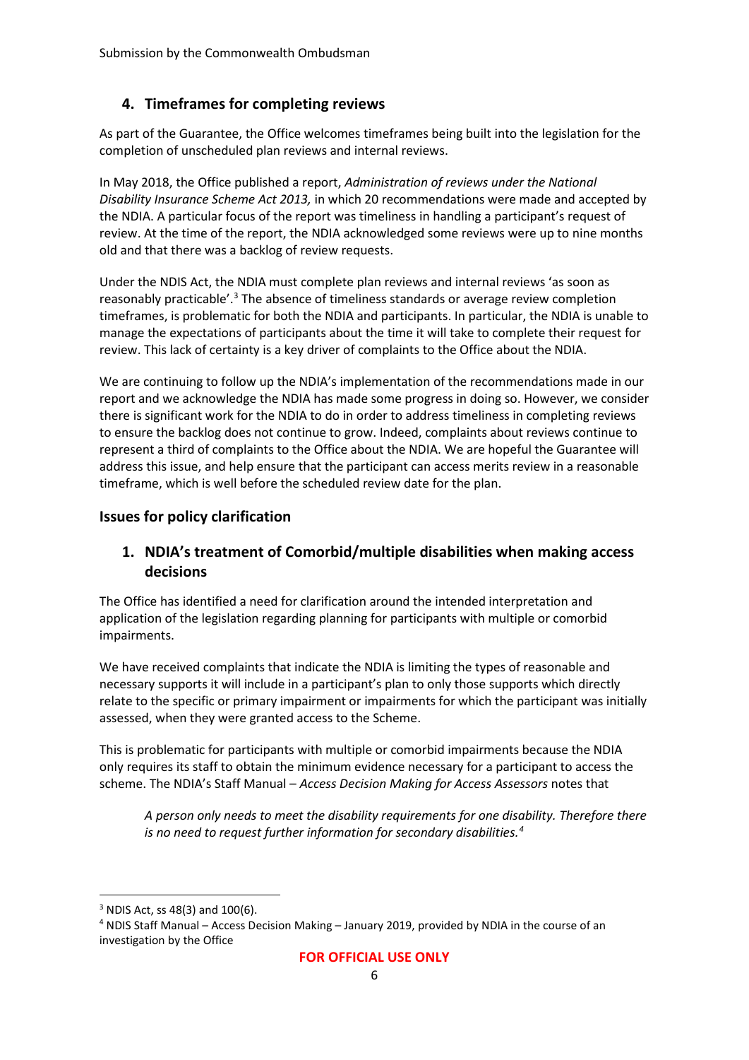## 4. Timeframes for completing reviews

As part of the Guarantee, the Office welcomes timeframes being built into the legislation for the completion of unscheduled plan reviews and internal reviews.

In May 2018, the Office published a report, *Administration of reviews under the National Disability Insurance Scheme Act 2013,* in which 20 recommendations were made and accepted by the NDIA. A particular focus of the report was timeliness in handling a participant's request of review. At the time of the report, the NDIA acknowledged some reviews were up to nine months old and that there was a backlog of review requests.

Under the NDIS Act, the NDIA must complete plan reviews and internal reviews 'as soon as reasonably practicable'.[3] The absence of timeliness standards or average review completion timeframes, is problematic for both the NDIA and participants. In particular, the NDIA is unable to manage the expectations of participants about the time it will take to complete their request for review. This lack of certainty is a key driver of complaints to the Office about the NDIA.

We are continuing to follow up the NDIA's implementation of the recommendations made in our report and we acknowledge the NDIA has made some progress in doing so. However, we consider there is significant work for the NDIA to do in order to address timeliness in completing reviews to ensure the backlog does not continue to grow. Indeed, complaints about reviews continue to represent a third of complaints to the Office about the NDIA. We are hopeful the Guarantee will address this issue, and help ensure that the participant can access merits review in a reasonable timeframe, which is well before the scheduled review date for the plan.

# Issues for policy clarification

## 1. NDIA's treatment of Comorbid/multiple disabilities when making access decisions

The Office has identified a need for clarification around the intended interpretation and application of the legislation regarding planning for participants with multiple or comorbid impairments.

We have received complaints that indicate the NDIA is limiting the types of reasonable and necessary supports it will include in a participant's plan to only those supports which directly relate to the specific or primary impairment or impairments for which the participant was initially assessed, when they were granted access to the Scheme.

This is problematic for participants with multiple or comorbid impairments because the NDIA only requires its staff to obtain the minimum evidence necessary for a participant to access the scheme. The NDIA's Staff Manual – *Access Decision Making for Access Assessors* notes that

> *A person only needs to meet the disability requirements for one disability. Therefore there is no need to request further information for secondary disabilities.*[4]

---

[3] NDIS Act, ss 48(3) and 100(6).

[4] NDIS Staff Manual – Access Decision Making – January 2019, provided by NDIA in the course of an investigation by the Office

**FOR OFFICIAL USE ONLY**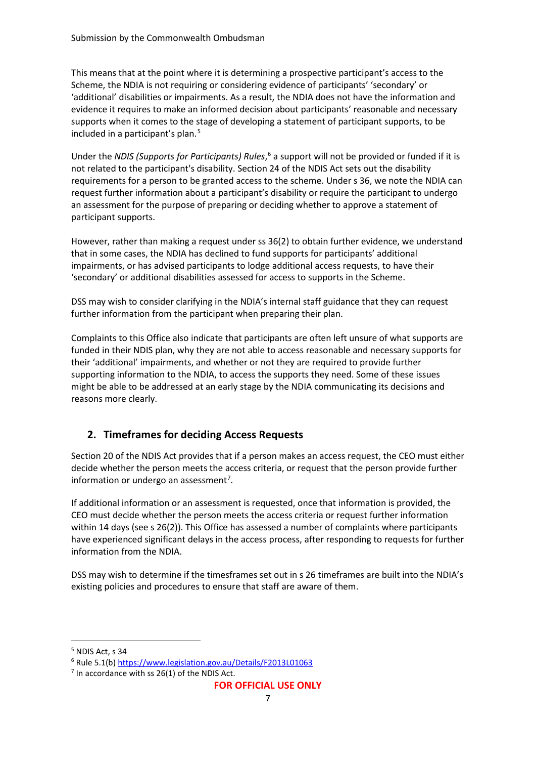This means that at the point where it is determining a prospective participant's access to the Scheme, the NDIA is not requiring or considering evidence of participants' 'secondary' or 'additional' disabilities or impairments. As a result, the NDIA does not have the information and evidence it requires to make an informed decision about participants' reasonable and necessary supports when it comes to the stage of developing a statement of participant supports, to be included in a participant's plan.[5]

Under the *NDIS (Supports for Participants) Rules*,[6] a support will not be provided or funded if it is not related to the participant's disability. Section 24 of the NDIS Act sets out the disability requirements for a person to be granted access to the scheme. Under s 36, we note the NDIA can request further information about a participant's disability or require the participant to undergo an assessment for the purpose of preparing or deciding whether to approve a statement of participant supports.

However, rather than making a request under ss 36(2) to obtain further evidence, we understand that in some cases, the NDIA has declined to fund supports for participants' additional impairments, or has advised participants to lodge additional access requests, to have their 'secondary' or additional disabilities assessed for access to supports in the Scheme.

DSS may wish to consider clarifying in the NDIA's internal staff guidance that they can request further information from the participant when preparing their plan.

Complaints to this Office also indicate that participants are often left unsure of what supports are funded in their NDIS plan, why they are not able to access reasonable and necessary supports for their 'additional' impairments, and whether or not they are required to provide further supporting information to the NDIA, to access the supports they need. Some of these issues might be able to be addressed at an early stage by the NDIA communicating its decisions and reasons more clearly.

## 2. Timeframes for deciding Access Requests

Section 20 of the NDIS Act provides that if a person makes an access request, the CEO must either decide whether the person meets the access criteria, or request that the person provide further information or undergo an assessment[7].

If additional information or an assessment is requested, once that information is provided, the CEO must decide whether the person meets the access criteria or request further information within 14 days (see s 26(2)). This Office has assessed a number of complaints where participants have experienced significant delays in the access process, after responding to requests for further information from the NDIA.

DSS may wish to determine if the timesframes set out in s 26 timeframes are built into the NDIA's existing policies and procedures to ensure that staff are aware of them.

---

[5] NDIS Act, s 34

[6] Rule 5.1(b) https://www.legislation.gov.au/Details/F2013L01063

[7] In accordance with ss 26(1) of the NDIS Act.

**FOR OFFICIAL USE ONLY**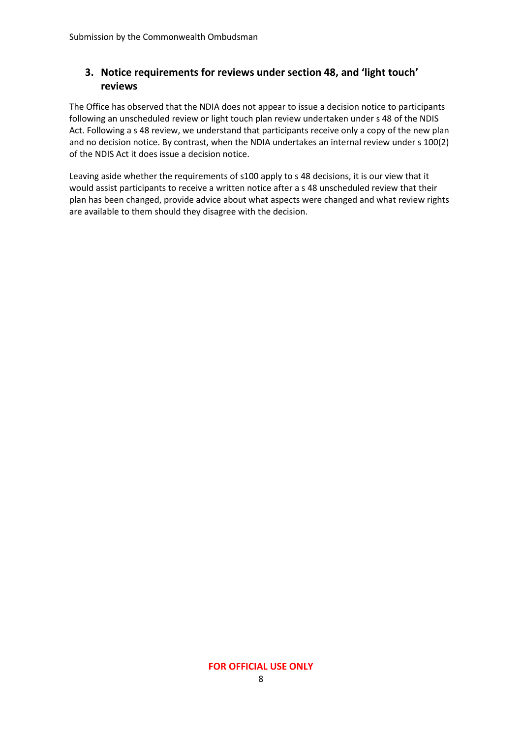## 3. Notice requirements for reviews under section 48, and 'light touch' reviews

The Office has observed that the NDIA does not appear to issue a decision notice to participants following an unscheduled review or light touch plan review undertaken under s 48 of the NDIS Act. Following a s 48 review, we understand that participants receive only a copy of the new plan and no decision notice. By contrast, when the NDIA undertakes an internal review under s 100(2) of the NDIS Act it does issue a decision notice.

Leaving aside whether the requirements of s100 apply to s 48 decisions, it is our view that it would assist participants to receive a written notice after a s 48 unscheduled review that their plan has been changed, provide advice about what aspects were changed and what review rights are available to them should they disagree with the decision.